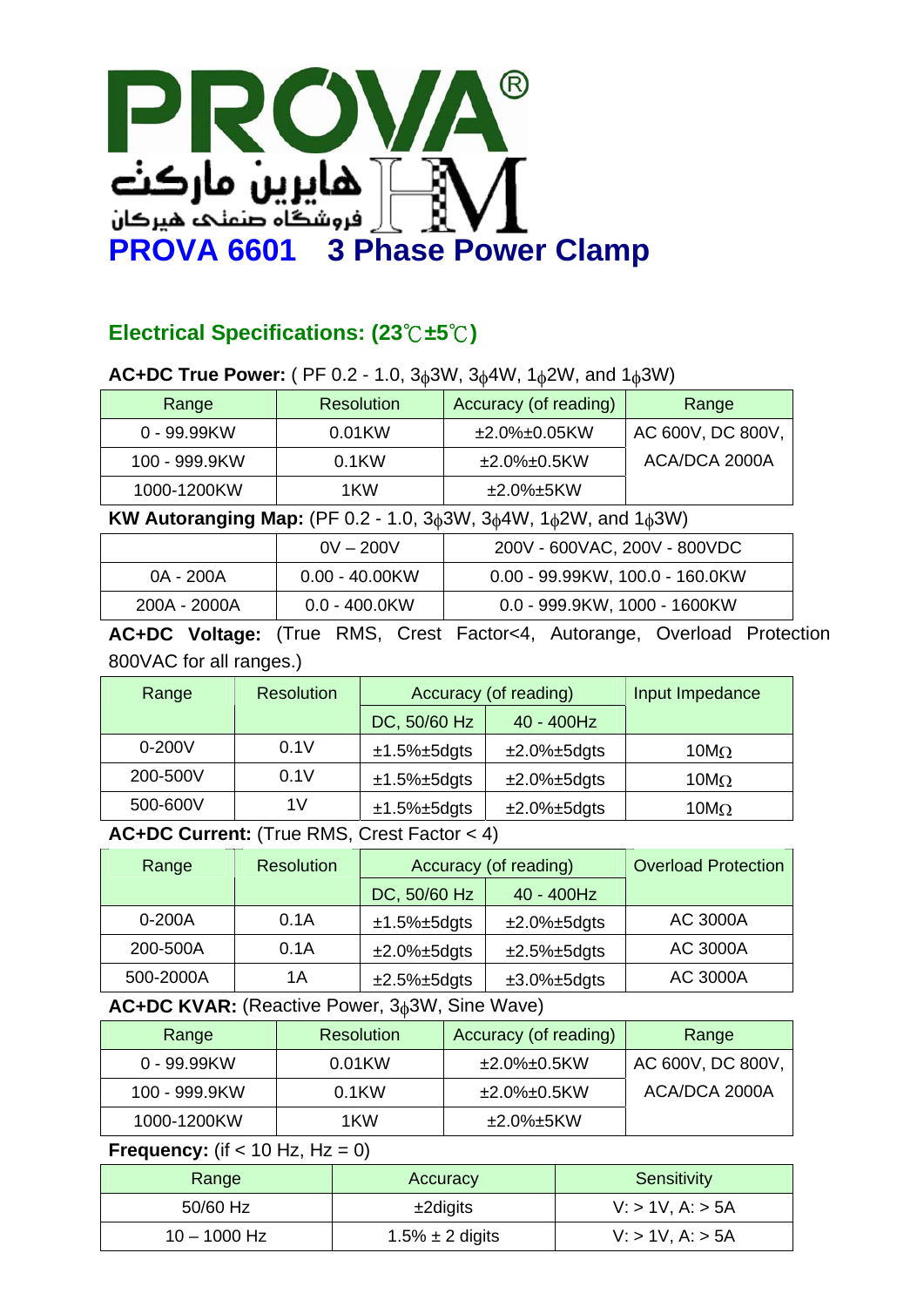# PROVA®

هایرین مارکت

فروشگاه صنعتی هیرکان

# PROVA 6601 3 Phase Power Clamp

## Electrical Specifications: (23℃±5℃)

**AC+DC True Power:** ( PF 0.2 - 1.0, 3ϕ3W, 3ϕ4W, 1ϕ2W, and 1ϕ3W)

| Range | Resolution | Accuracy (of reading) | Range |
|---|---|---|---|
| 0 - 99.99KW | 0.01KW | ±2.0%±0.05KW | AC 600V, DC 800V, ACA/DCA 2000A |
| 100 - 999.9KW | 0.1KW | ±2.0%±0.5KW | |
| 1000-1200KW | 1KW | ±2.0%±5KW | |

**KW Autoranging Map:** (PF 0.2 - 1.0, 3ϕ3W, 3ϕ4W, 1ϕ2W, and 1ϕ3W)

| | 0V – 200V | 200V - 600VAC, 200V - 800VDC |
|---|---|---|
| 0A - 200A | 0.00 - 40.00KW | 0.00 - 99.99KW, 100.0 - 160.0KW |
| 200A - 2000A | 0.0 - 400.0KW | 0.0 - 999.9KW, 1000 - 1600KW |

**AC+DC Voltage:** (True RMS, Crest Factor<4, Autorange, Overload Protection 800VAC for all ranges.)

| Range | Resolution | Accuracy (of reading) | | Input Impedance |
|---|---|---|---|---|
| | | DC, 50/60 Hz | 40 - 400Hz | |
| 0-200V | 0.1V | ±1.5%±5dgts | ±2.0%±5dgts | 10MΩ |
| 200-500V | 0.1V | ±1.5%±5dgts | ±2.0%±5dgts | 10MΩ |
| 500-600V | 1V | ±1.5%±5dgts | ±2.0%±5dgts | 10MΩ |

**AC+DC Current:** (True RMS, Crest Factor < 4)

| Range | Resolution | Accuracy (of reading) | | Overload Protection |
|---|---|---|---|---|
| | | DC, 50/60 Hz | 40 - 400Hz | |
| 0-200A | 0.1A | ±1.5%±5dgts | ±2.0%±5dgts | AC 3000A |
| 200-500A | 0.1A | ±2.0%±5dgts | ±2.5%±5dgts | AC 3000A |
| 500-2000A | 1A | ±2.5%±5dgts | ±3.0%±5dgts | AC 3000A |

**AC+DC KVAR:** (Reactive Power, 3ϕ3W, Sine Wave)

| Range | Resolution | Accuracy (of reading) | Range |
|---|---|---|---|
| 0 - 99.99KW | 0.01KW | ±2.0%±0.5KW | AC 600V, DC 800V, ACA/DCA 2000A |
| 100 - 999.9KW | 0.1KW | ±2.0%±0.5KW | |
| 1000-1200KW | 1KW | ±2.0%±5KW | |

**Frequency:** (if < 10 Hz, Hz = 0)

| Range | Accuracy | Sensitivity |
|---|---|---|
| 50/60 Hz | ±2digits | V: > 1V, A: > 5A |
| 10 – 1000 Hz | 1.5% ± 2 digits | V: > 1V, A: > 5A |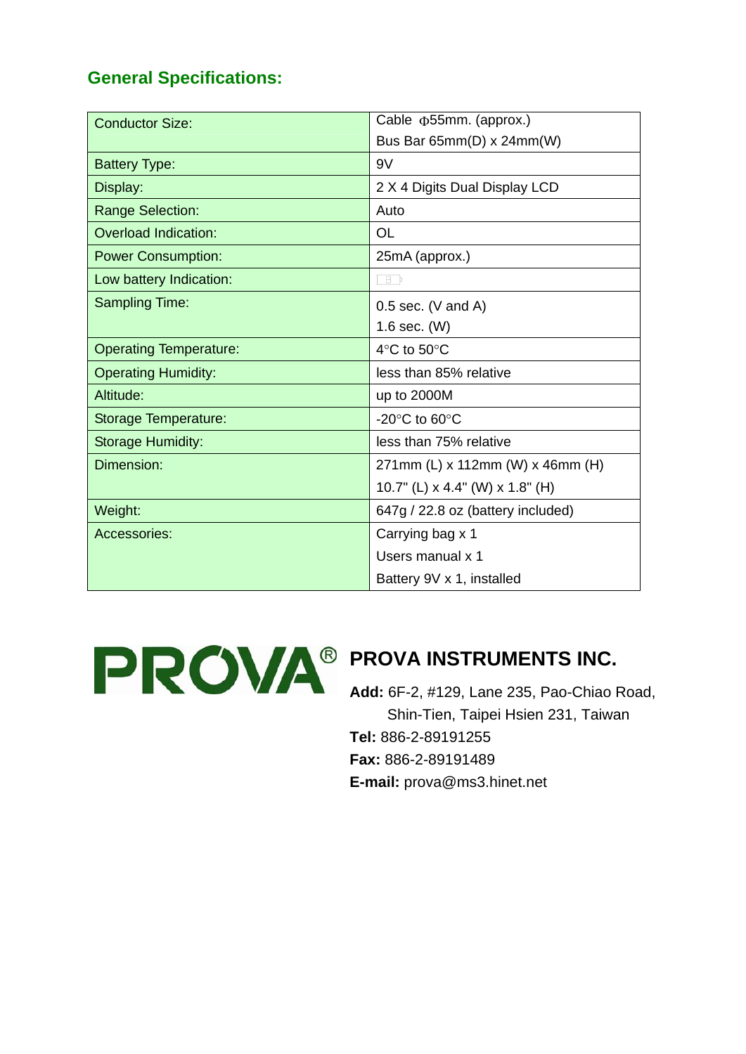## General Specifications:

| | |
|---|---|
| Conductor Size: | Cable Φ55mm. (approx.)<br>Bus Bar 65mm(D) x 24mm(W) |
| Battery Type: | 9V |
| Display: | 2 X 4 Digits Dual Display LCD |
| Range Selection: | Auto |
| Overload Indication: | OL |
| Power Consumption: | 25mA (approx.) |
| Low battery Indication: | B |
| Sampling Time: | 0.5 sec. (V and A)<br>1.6 sec. (W) |
| Operating Temperature: | 4°C to 50°C |
| Operating Humidity: | less than 85% relative |
| Altitude: | up to 2000M |
| Storage Temperature: | -20°C to 60°C |
| Storage Humidity: | less than 75% relative |
| Dimension: | 271mm (L) x 112mm (W) x 46mm (H)<br>10.7" (L) x 4.4" (W) x 1.8" (H) |
| Weight: | 647g / 22.8 oz (battery included) |
| Accessories: | Carrying bag x 1<br>Users manual x 1<br>Battery 9V x 1, installed |

PROVA®

### PROVA INSTRUMENTS INC.

**Add:** 6F-2, #129, Lane 235, Pao-Chiao Road,
Shin-Tien, Taipei Hsien 231, Taiwan

**Tel:** 886-2-89191255

**Fax:** 886-2-89191489

**E-mail:** prova@ms3.hinet.net